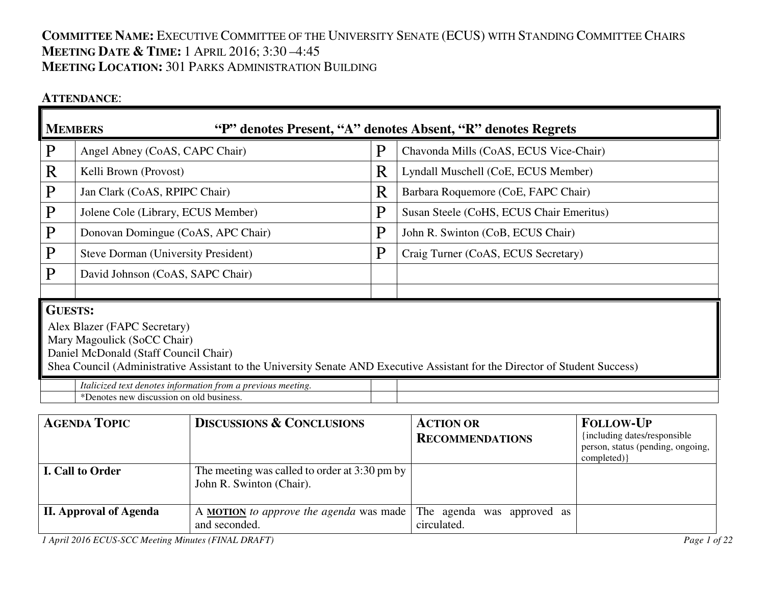**COMMITTEE NAME:** EXECUTIVE COMMITTEE OF THE UNIVERSITY SENATE (ECUS) WITH STANDING COMMITTEE CHAIRS
**MEETING DATE & TIME:** 1 APRIL 2016; 3:30 –4:45
**MEETING LOCATION:** 301 PARKS ADMINISTRATION BUILDING

**ATTENDANCE**:

| **MEMBERS** | **"P" denotes Present, "A" denotes Absent, "R" denotes Regrets** | | |
|---|---|---|---|
| P | Angel Abney (CoAS, CAPC Chair) | P | Chavonda Mills (CoAS, ECUS Vice-Chair) |
| R | Kelli Brown (Provost) | R | Lyndall Muschell (CoE, ECUS Member) |
| P | Jan Clark (CoAS, RPIPC Chair) | R | Barbara Roquemore (CoE, FAPC Chair) |
| P | Jolene Cole (Library, ECUS Member) | P | Susan Steele (CoHS, ECUS Chair Emeritus) |
| P | Donovan Domingue (CoAS, APC Chair) | P | John R. Swinton (CoB, ECUS Chair) |
| P | Steve Dorman (University President) | P | Craig Turner (CoAS, ECUS Secretary) |
| P | David Johnson (CoAS, SAPC Chair) | | |

**GUESTS:**

Alex Blazer (FAPC Secretary)
Mary Magoulick (SoCC Chair)
Daniel McDonald (Staff Council Chair)
Shea Council (Administrative Assistant to the University Senate AND Executive Assistant for the Director of Student Success)

*Italicized text denotes information from a previous meeting.*
*Denotes new discussion on old business.

| **AGENDA TOPIC** | **DISCUSSIONS & CONCLUSIONS** | **ACTION OR RECOMMENDATIONS** | **FOLLOW-UP** {including dates/responsible person, status (pending, ongoing, completed)} |
|---|---|---|---|
| **I. Call to Order** | The meeting was called to order at 3:30 pm by John R. Swinton (Chair). | | |
| **II. Approval of Agenda** | A **MOTION** *to approve the agenda* was made and seconded. | The agenda was approved as circulated. | |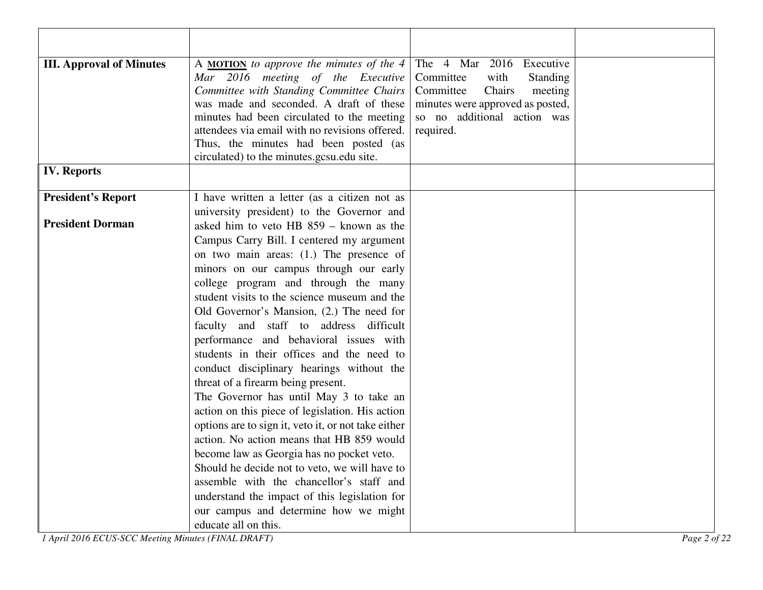| | | | |
|---|---|---|---|
| **III. Approval of Minutes** | A **MOTION** *to approve the minutes of the 4 Mar 2016 meeting of the Executive Committee with Standing Committee Chairs* was made and seconded. A draft of these minutes had been circulated to the meeting attendees via email with no revisions offered. Thus, the minutes had been posted (as circulated) to the minutes.gcsu.edu site. | The 4 Mar 2016 Executive Committee with Standing Committee Chairs meeting minutes were approved as posted, so no additional action was required. | |
| **IV. Reports** | | | |
| **President's Report**<br><br>**President Dorman** | I have written a letter (as a citizen not as university president) to the Governor and asked him to veto HB 859 – known as the Campus Carry Bill. I centered my argument on two main areas: (1.) The presence of minors on our campus through our early college program and through the many student visits to the science museum and the Old Governor's Mansion, (2.) The need for faculty and staff to address difficult performance and behavioral issues with students in their offices and the need to conduct disciplinary hearings without the threat of a firearm being present.<br>The Governor has until May 3 to take an action on this piece of legislation. His action options are to sign it, veto it, or not take either action. No action means that HB 859 would become law as Georgia has no pocket veto.<br>Should he decide not to veto, we will have to assemble with the chancellor's staff and understand the impact of this legislation for our campus and determine how we might educate all on this. | | |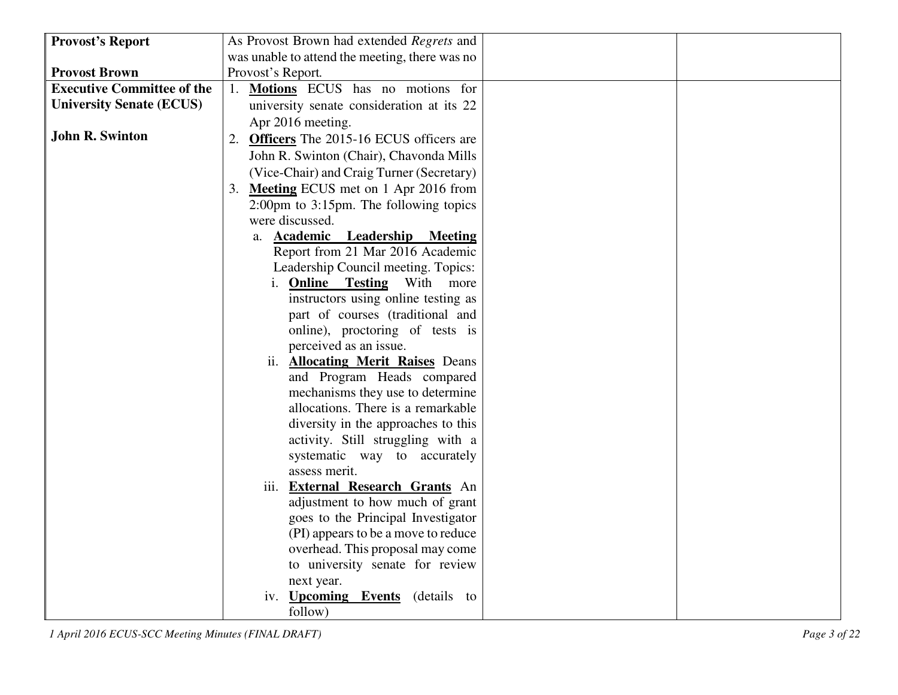| | | | |
|---|---|---|---|
| **Provost's Report**<br><br>**Provost Brown** | As Provost Brown had extended *Regrets* and was unable to attend the meeting, there was no Provost's Report. | | |
| **Executive Committee of the University Senate (ECUS)**<br><br>**John R. Swinton** | 1. **Motions** ECUS has no motions for university senate consideration at its 22 Apr 2016 meeting.<br>2. **Officers** The 2015-16 ECUS officers are John R. Swinton (Chair), Chavonda Mills (Vice-Chair) and Craig Turner (Secretary)<br>3. **Meeting** ECUS met on 1 Apr 2016 from 2:00pm to 3:15pm. The following topics were discussed.<br>a. **Academic Leadership Meeting** Report from 21 Mar 2016 Academic Leadership Council meeting. Topics:<br>i. **Online Testing** With more instructors using online testing as part of courses (traditional and online), proctoring of tests is perceived as an issue.<br>ii. **Allocating Merit Raises** Deans and Program Heads compared mechanisms they use to determine allocations. There is a remarkable diversity in the approaches to this activity. Still struggling with a systematic way to accurately assess merit.<br>iii. **External Research Grants** An adjustment to how much of grant goes to the Principal Investigator (PI) appears to be a move to reduce overhead. This proposal may come to university senate for review next year.<br>iv. **Upcoming Events** (details to follow) | | |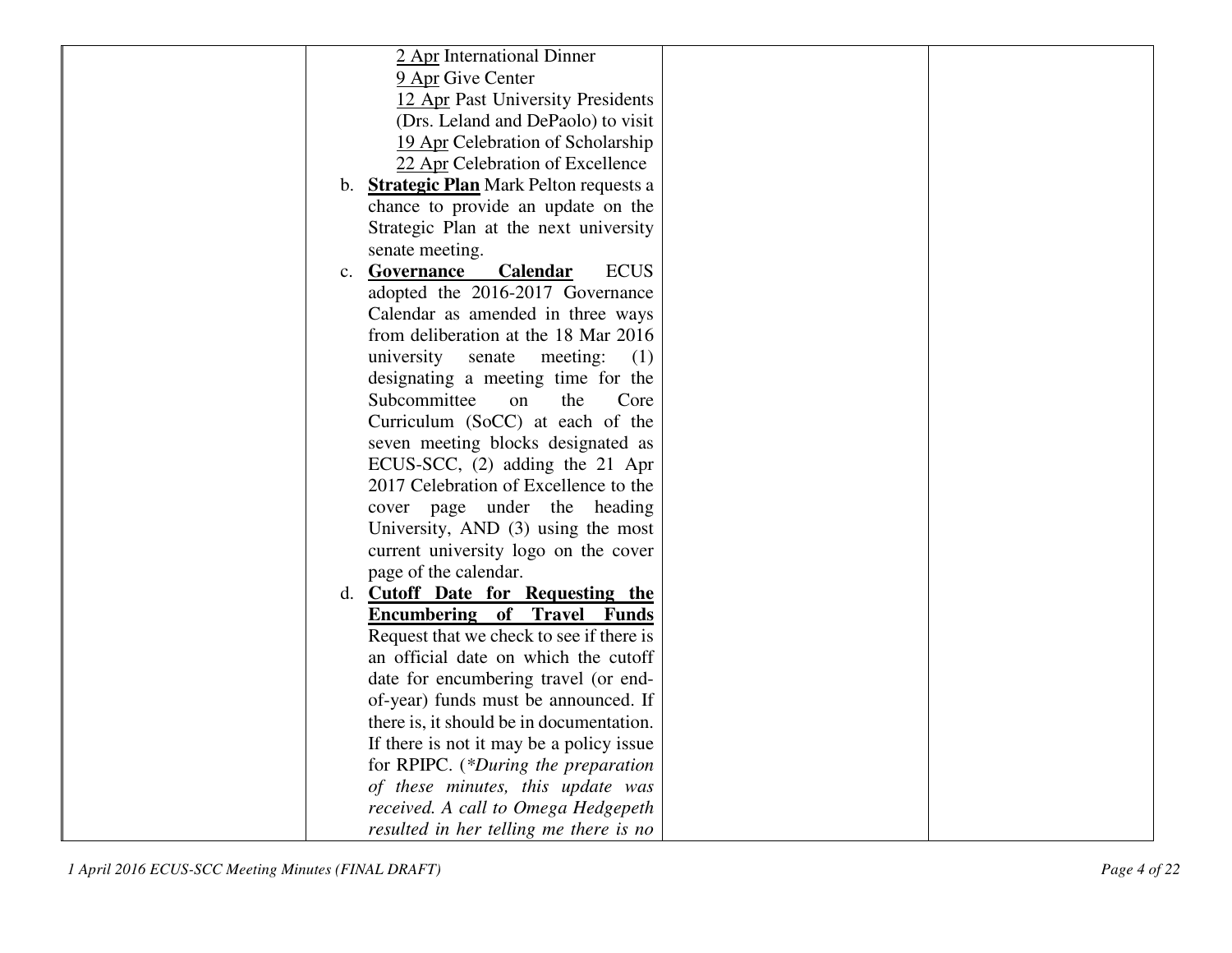| | | | |
|---|---|---|---|
| | <u>2 Apr</u> International Dinner<br><u>9 Apr</u> Give Center<br><u>12 Apr</u> Past University Presidents (Drs. Leland and DePaolo) to visit<br><u>19 Apr</u> Celebration of Scholarship<br><u>22 Apr</u> Celebration of Excellence<br>b. **<u>Strategic Plan</u>** Mark Pelton requests a chance to provide an update on the Strategic Plan at the next university senate meeting.<br>c. **<u>Governance Calendar</u>** ECUS adopted the 2016-2017 Governance Calendar as amended in three ways from deliberation at the 18 Mar 2016 university senate meeting: (1) designating a meeting time for the Subcommittee on the Core Curriculum (SoCC) at each of the seven meeting blocks designated as ECUS-SCC, (2) adding the 21 Apr 2017 Celebration of Excellence to the cover page under the heading University, AND (3) using the most current university logo on the cover page of the calendar.<br>d. **<u>Cutoff Date for Requesting the Encumbering of Travel Funds</u>** Request that we check to see if there is an official date on which the cutoff date for encumbering travel (or end-of-year) funds must be announced. If there is, it should be in documentation. If there is not it may be a policy issue for RPIPC. (*\*During the preparation of these minutes, this update was received. A call to Omega Hedgepeth resulted in her telling me there is no* | | |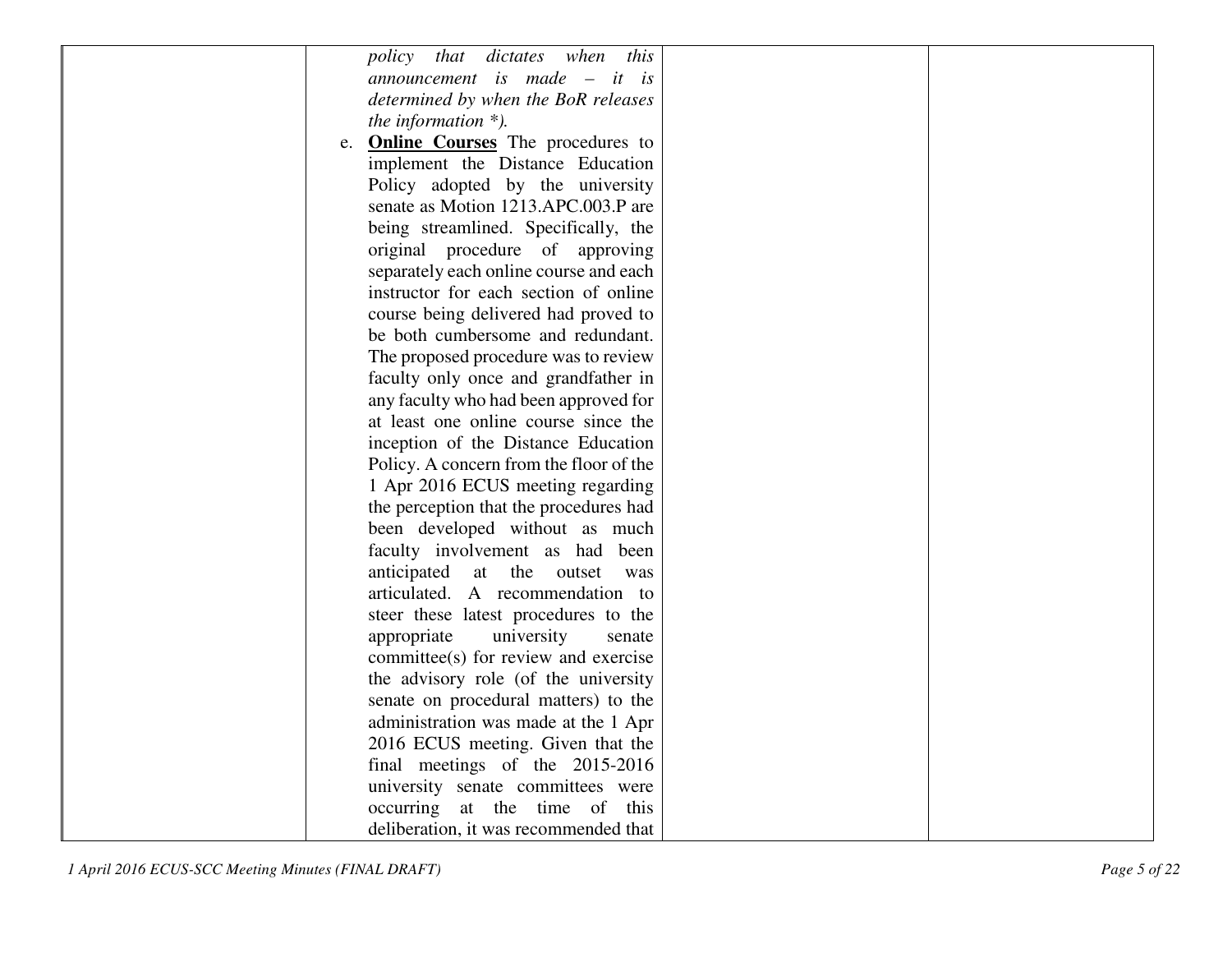| | | | |
|---|---|---|---|
| | *policy that dictates when this announcement is made – it is determined by when the BoR releases the information \*).*<br>e. **Online Courses** The procedures to implement the Distance Education Policy adopted by the university senate as Motion 1213.APC.003.P are being streamlined. Specifically, the original procedure of approving separately each online course and each instructor for each section of online course being delivered had proved to be both cumbersome and redundant. The proposed procedure was to review faculty only once and grandfather in any faculty who had been approved for at least one online course since the inception of the Distance Education Policy. A concern from the floor of the 1 Apr 2016 ECUS meeting regarding the perception that the procedures had been developed without as much faculty involvement as had been anticipated at the outset was articulated. A recommendation to steer these latest procedures to the appropriate university senate committee(s) for review and exercise the advisory role (of the university senate on procedural matters) to the administration was made at the 1 Apr 2016 ECUS meeting. Given that the final meetings of the 2015-2016 university senate committees were occurring at the time of this deliberation, it was recommended that | | |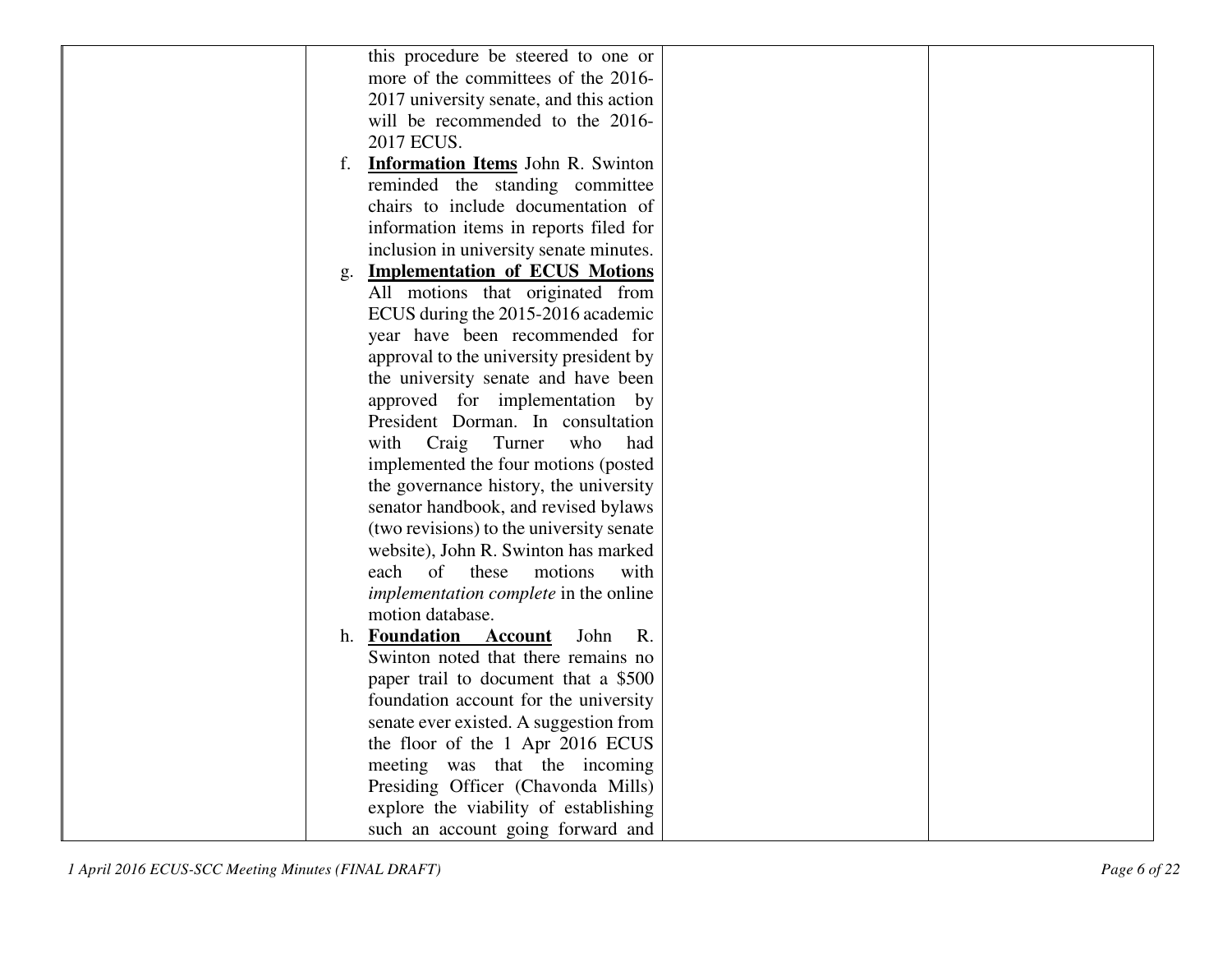| | | | |
|---|---|---|---|
| | this procedure be steered to one or more of the committees of the 2016-2017 university senate, and this action will be recommended to the 2016-2017 ECUS.<br>f. **<u>Information Items</u>** John R. Swinton reminded the standing committee chairs to include documentation of information items in reports filed for inclusion in university senate minutes.<br>g. **<u>Implementation of ECUS Motions</u>** All motions that originated from ECUS during the 2015-2016 academic year have been recommended for approval to the university president by the university senate and have been approved for implementation by President Dorman. In consultation with Craig Turner who had implemented the four motions (posted the governance history, the university senator handbook, and revised bylaws (two revisions) to the university senate website), John R. Swinton has marked each of these motions with *implementation complete* in the online motion database.<br>h. **<u>Foundation Account</u>** John R. Swinton noted that there remains no paper trail to document that a $500 foundation account for the university senate ever existed. A suggestion from the floor of the 1 Apr 2016 ECUS meeting was that the incoming Presiding Officer (Chavonda Mills) explore the viability of establishing such an account going forward and | | |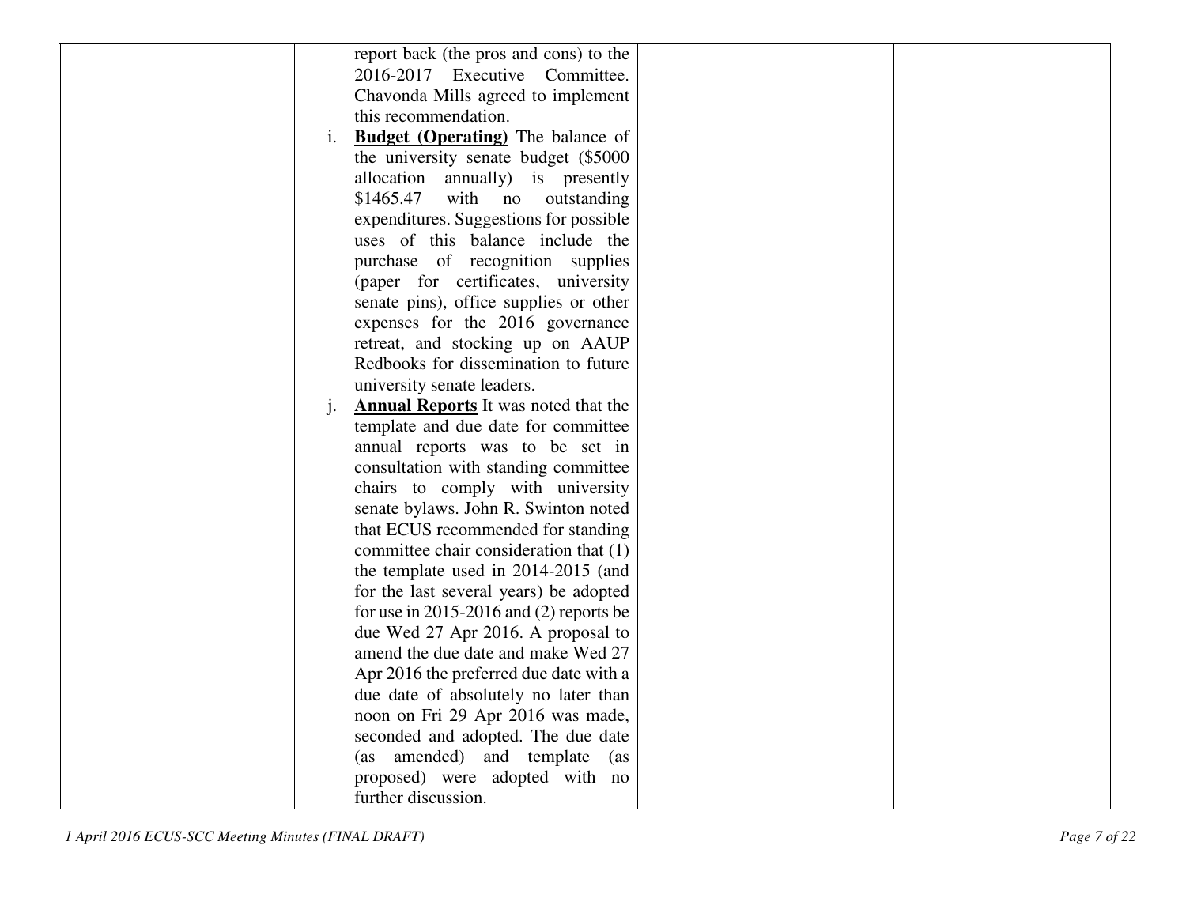| | | | |
|---|---|---|---|
| | report back (the pros and cons) to the 2016-2017 Executive Committee. Chavonda Mills agreed to implement this recommendation.<br>i. **<u>Budget (Operating)</u>** The balance of the university senate budget ($5000 allocation annually) is presently $1465.47 with no outstanding expenditures. Suggestions for possible uses of this balance include the purchase of recognition supplies (paper for certificates, university senate pins), office supplies or other expenses for the 2016 governance retreat, and stocking up on AAUP Redbooks for dissemination to future university senate leaders.<br>j. **<u>Annual Reports</u>** It was noted that the template and due date for committee annual reports was to be set in consultation with standing committee chairs to comply with university senate bylaws. John R. Swinton noted that ECUS recommended for standing committee chair consideration that (1) the template used in 2014-2015 (and for the last several years) be adopted for use in 2015-2016 and (2) reports be due Wed 27 Apr 2016. A proposal to amend the due date and make Wed 27 Apr 2016 the preferred due date with a due date of absolutely no later than noon on Fri 29 Apr 2016 was made, seconded and adopted. The due date (as amended) and template (as proposed) were adopted with no further discussion. | | |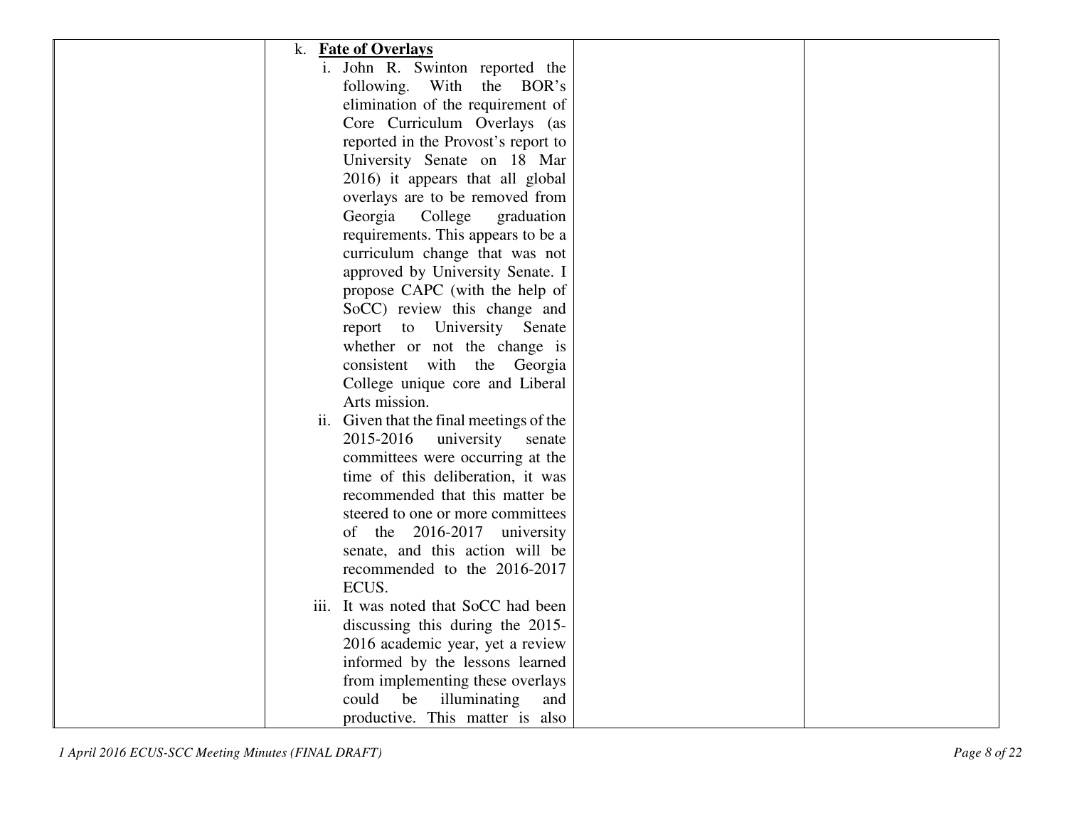| | | | |
|---|---|---|---|
| | k. **<u>Fate of Overlays</u>**<br>i. John R. Swinton reported the following. With the BOR's elimination of the requirement of Core Curriculum Overlays (as reported in the Provost's report to University Senate on 18 Mar 2016) it appears that all global overlays are to be removed from Georgia College graduation requirements. This appears to be a curriculum change that was not approved by University Senate. I propose CAPC (with the help of SoCC) review this change and report to University Senate whether or not the change is consistent with the Georgia College unique core and Liberal Arts mission.<br>ii. Given that the final meetings of the 2015-2016 university senate committees were occurring at the time of this deliberation, it was recommended that this matter be steered to one or more committees of the 2016-2017 university senate, and this action will be recommended to the 2016-2017 ECUS.<br>iii. It was noted that SoCC had been discussing this during the 2015-2016 academic year, yet a review informed by the lessons learned from implementing these overlays could be illuminating and productive. This matter is also | | |

*1 April 2016 ECUS-SCC Meeting Minutes (FINAL DRAFT)*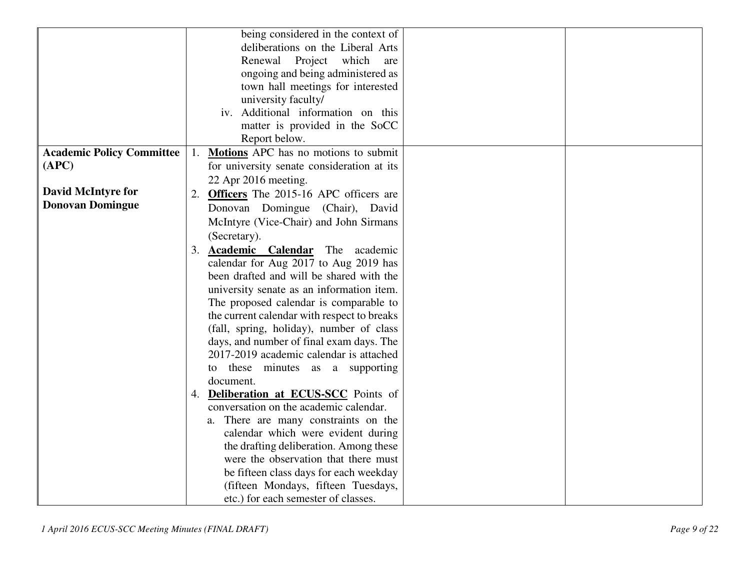| | | | |
|---|---|---|---|
| | being considered in the context of deliberations on the Liberal Arts Renewal Project which are ongoing and being administered as town hall meetings for interested university faculty/<br>iv. Additional information on this matter is provided in the SoCC Report below. | | |
| **Academic Policy Committee (APC)**<br><br>**David McIntyre for Donovan Domingue** | 1. **Motions** APC has no motions to submit for university senate consideration at its 22 Apr 2016 meeting.<br>2. **Officers** The 2015-16 APC officers are Donovan Domingue (Chair), David McIntyre (Vice-Chair) and John Sirmans (Secretary).<br>3. **Academic Calendar** The academic calendar for Aug 2017 to Aug 2019 has been drafted and will be shared with the university senate as an information item. The proposed calendar is comparable to the current calendar with respect to breaks (fall, spring, holiday), number of class days, and number of final exam days. The 2017-2019 academic calendar is attached to these minutes as a supporting document.<br>4. **Deliberation at ECUS-SCC** Points of conversation on the academic calendar.<br>a. There are many constraints on the calendar which were evident during the drafting deliberation. Among these were the observation that there must be fifteen class days for each weekday (fifteen Mondays, fifteen Tuesdays, etc.) for each semester of classes. | | |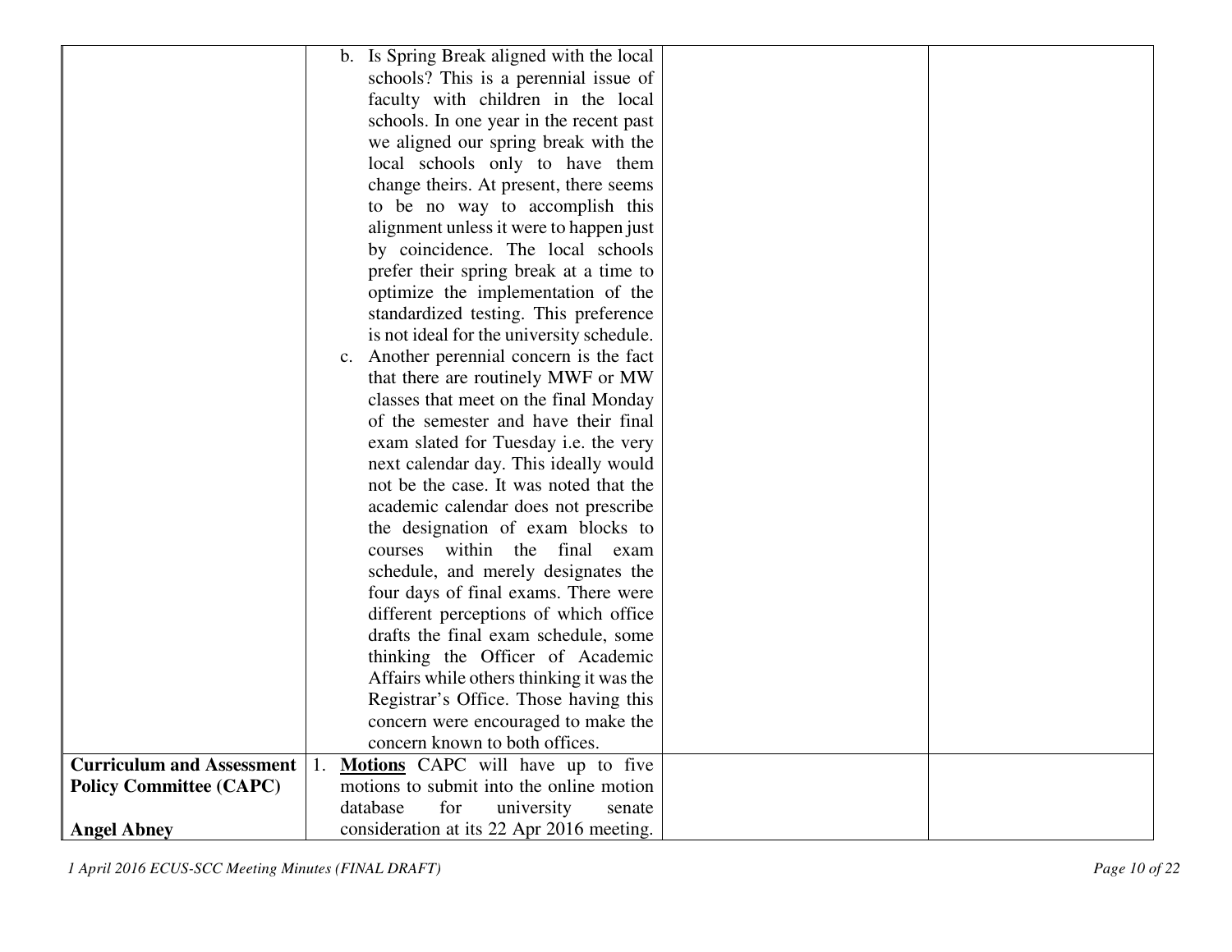| | | | |
|---|---|---|---|
| | b. Is Spring Break aligned with the local schools? This is a perennial issue of faculty with children in the local schools. In one year in the recent past we aligned our spring break with the local schools only to have them change theirs. At present, there seems to be no way to accomplish this alignment unless it were to happen just by coincidence. The local schools prefer their spring break at a time to optimize the implementation of the standardized testing. This preference is not ideal for the university schedule.<br>c. Another perennial concern is the fact that there are routinely MWF or MW classes that meet on the final Monday of the semester and have their final exam slated for Tuesday i.e. the very next calendar day. This ideally would not be the case. It was noted that the academic calendar does not prescribe the designation of exam blocks to courses within the final exam schedule, and merely designates the four days of final exams. There were different perceptions of which office drafts the final exam schedule, some thinking the Officer of Academic Affairs while others thinking it was the Registrar's Office. Those having this concern were encouraged to make the concern known to both offices. | | |
| **Curriculum and Assessment Policy Committee (CAPC)**<br><br>**Angel Abney** | 1. **<u>Motions</u>** CAPC will have up to five motions to submit into the online motion database for university senate consideration at its 22 Apr 2016 meeting. | | |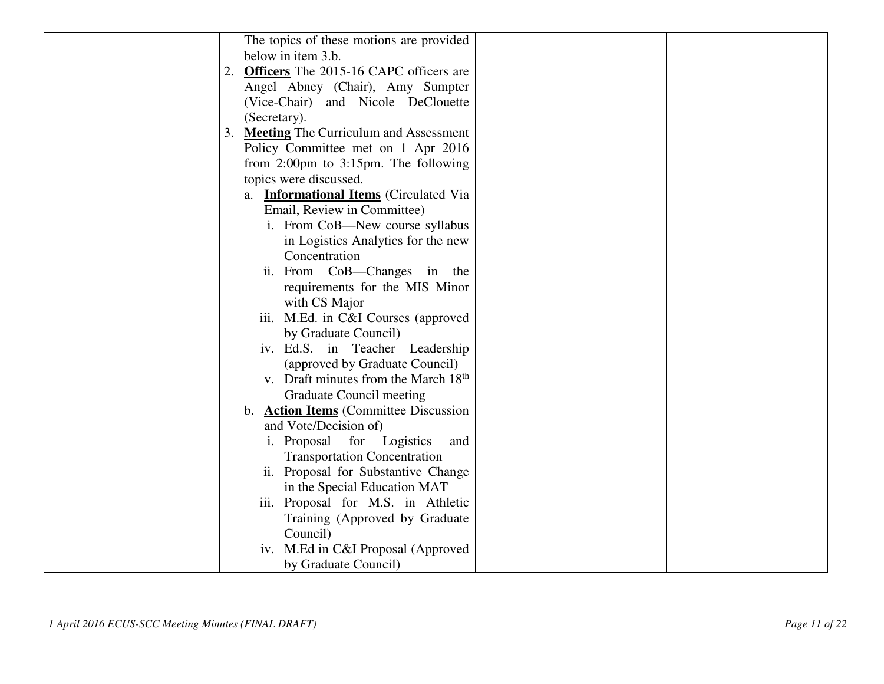| | | | |
|---|---|---|---|
| | The topics of these motions are provided below in item 3.b.<br>2. **Officers** The 2015-16 CAPC officers are Angel Abney (Chair), Amy Sumpter (Vice-Chair) and Nicole DeClouette (Secretary).<br>3. **Meeting** The Curriculum and Assessment Policy Committee met on 1 Apr 2016 from 2:00pm to 3:15pm. The following topics were discussed.<br>a. **Informational Items** (Circulated Via Email, Review in Committee)<br>i. From CoB—New course syllabus in Logistics Analytics for the new Concentration<br>ii. From CoB—Changes in the requirements for the MIS Minor with CS Major<br>iii. M.Ed. in C&I Courses (approved by Graduate Council)<br>iv. Ed.S. in Teacher Leadership (approved by Graduate Council)<br>v. Draft minutes from the March 18th Graduate Council meeting<br>b. **Action Items** (Committee Discussion and Vote/Decision of)<br>i. Proposal for Logistics and Transportation Concentration<br>ii. Proposal for Substantive Change in the Special Education MAT<br>iii. Proposal for M.S. in Athletic Training (Approved by Graduate Council)<br>iv. M.Ed in C&I Proposal (Approved by Graduate Council) | | |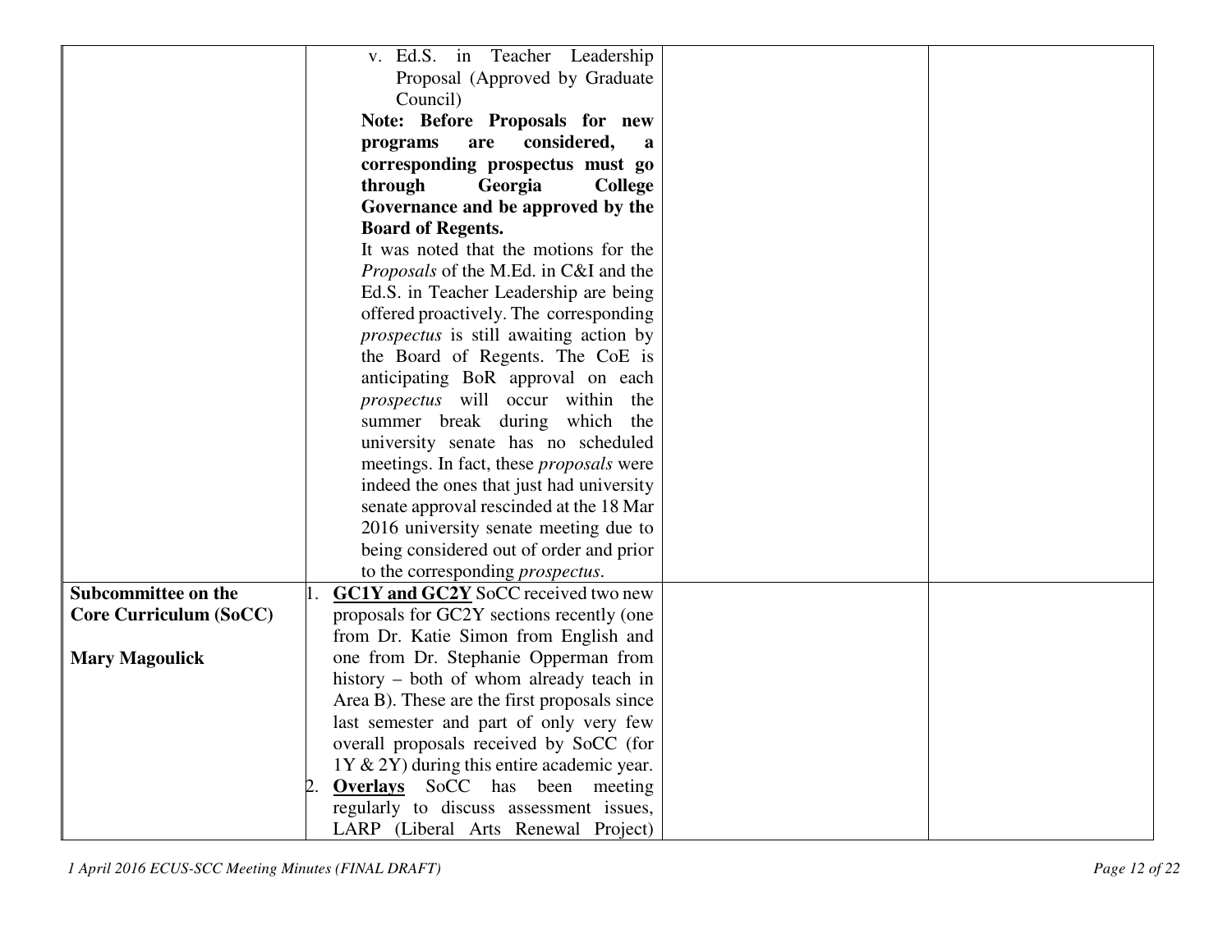| | | | |
|---|---|---|---|
| | v. Ed.S. in Teacher Leadership Proposal (Approved by Graduate Council)<br>**Note: Before Proposals for new programs are considered, a corresponding prospectus must go through Georgia College Governance and be approved by the Board of Regents.**<br>It was noted that the motions for the *Proposals* of the M.Ed. in C&I and the Ed.S. in Teacher Leadership are being offered proactively. The corresponding *prospectus* is still awaiting action by the Board of Regents. The CoE is anticipating BoR approval on each *prospectus* will occur within the summer break during which the university senate has no scheduled meetings. In fact, these *proposals* were indeed the ones that just had university senate approval rescinded at the 18 Mar 2016 university senate meeting due to being considered out of order and prior to the corresponding *prospectus*. | | |
| **Subcommittee on the Core Curriculum (SoCC)**<br><br>**Mary Magoulick** | 1. **GC1Y and GC2Y** SoCC received two new proposals for GC2Y sections recently (one from Dr. Katie Simon from English and one from Dr. Stephanie Opperman from history – both of whom already teach in Area B). These are the first proposals since last semester and part of only very few overall proposals received by SoCC (for 1Y & 2Y) during this entire academic year.<br>2. **Overlays** SoCC has been meeting regularly to discuss assessment issues, LARP (Liberal Arts Renewal Project) | | |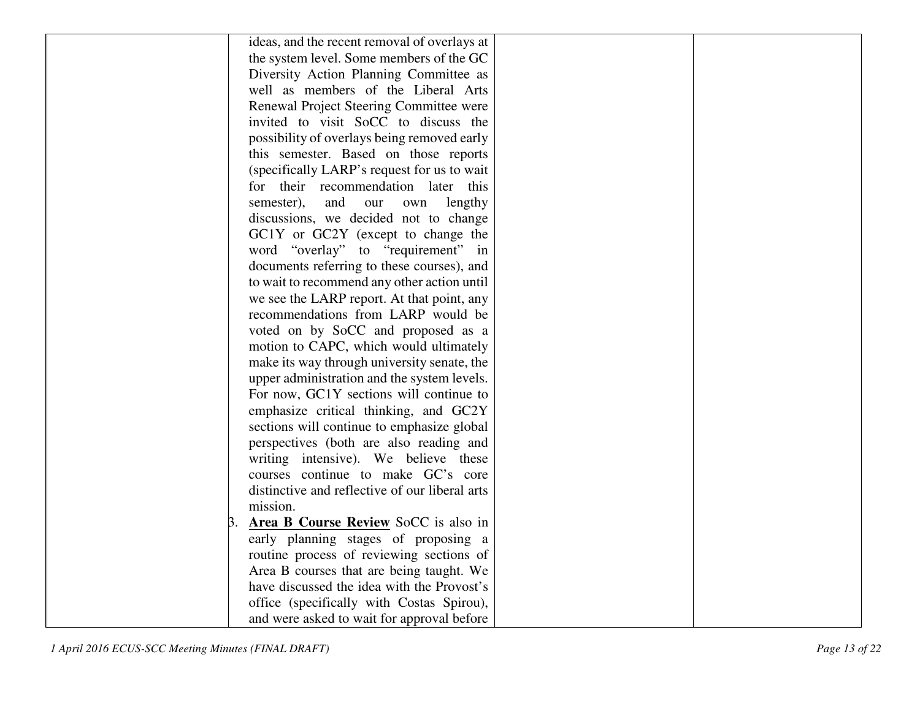| | | | |
|---|---|---|---|
| | ideas, and the recent removal of overlays at the system level. Some members of the GC Diversity Action Planning Committee as well as members of the Liberal Arts Renewal Project Steering Committee were invited to visit SoCC to discuss the possibility of overlays being removed early this semester. Based on those reports (specifically LARP's request for us to wait for their recommendation later this semester), and our own lengthy discussions, we decided not to change GC1Y or GC2Y (except to change the word "overlay" to "requirement" in documents referring to these courses), and to wait to recommend any other action until we see the LARP report. At that point, any recommendations from LARP would be voted on by SoCC and proposed as a motion to CAPC, which would ultimately make its way through university senate, the upper administration and the system levels. For now, GC1Y sections will continue to emphasize critical thinking, and GC2Y sections will continue to emphasize global perspectives (both are also reading and writing intensive). We believe these courses continue to make GC's core distinctive and reflective of our liberal arts mission.<br>3. **<u>Area B Course Review</u>** SoCC is also in early planning stages of proposing a routine process of reviewing sections of Area B courses that are being taught. We have discussed the idea with the Provost's office (specifically with Costas Spirou), and were asked to wait for approval before | | |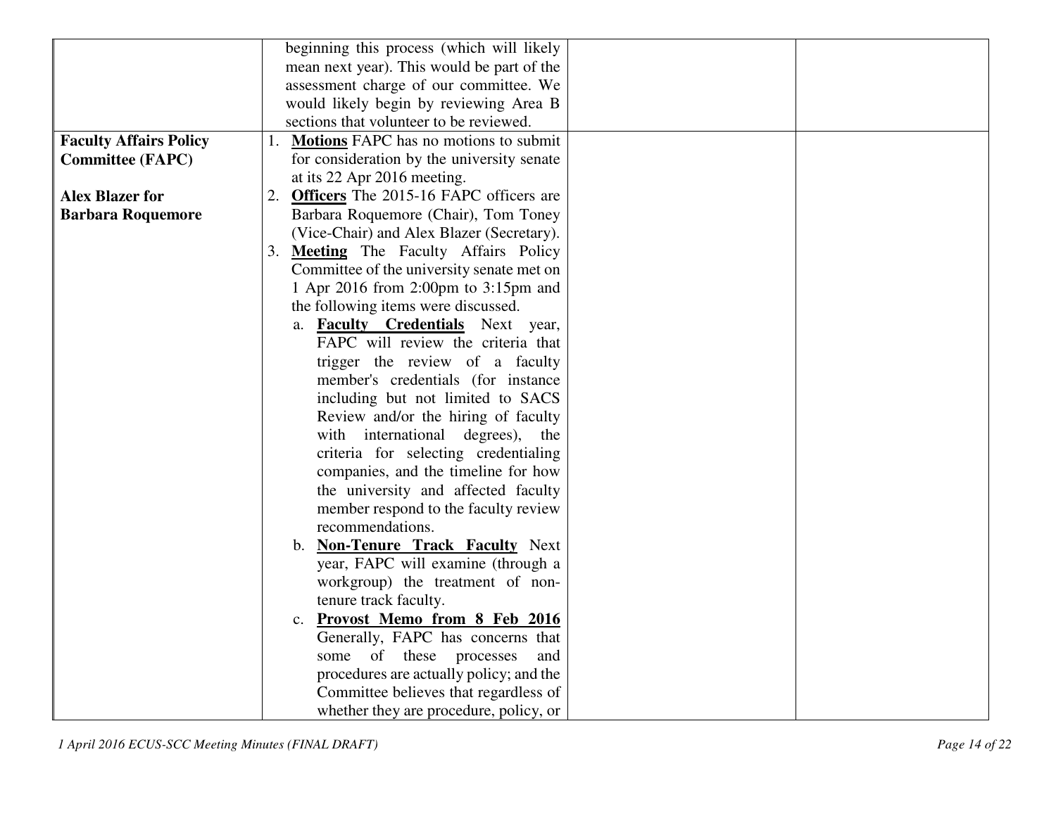| | | | |
|---|---|---|---|
| | beginning this process (which will likely mean next year). This would be part of the assessment charge of our committee. We would likely begin by reviewing Area B sections that volunteer to be reviewed. | | |
| **Faculty Affairs Policy Committee (FAPC)**<br><br>**Alex Blazer for Barbara Roquemore** | 1. **Motions** FAPC has no motions to submit for consideration by the university senate at its 22 Apr 2016 meeting.<br>2. **Officers** The 2015-16 FAPC officers are Barbara Roquemore (Chair), Tom Toney (Vice-Chair) and Alex Blazer (Secretary).<br>3. **Meeting** The Faculty Affairs Policy Committee of the university senate met on 1 Apr 2016 from 2:00pm to 3:15pm and the following items were discussed.<br>a. **Faculty Credentials** Next year, FAPC will review the criteria that trigger the review of a faculty member's credentials (for instance including but not limited to SACS Review and/or the hiring of faculty with international degrees), the criteria for selecting credentialing companies, and the timeline for how the university and affected faculty member respond to the faculty review recommendations.<br>b. **Non-Tenure Track Faculty** Next year, FAPC will examine (through a workgroup) the treatment of non-tenure track faculty.<br>c. **Provost Memo from 8 Feb 2016** Generally, FAPC has concerns that some of these processes and procedures are actually policy; and the Committee believes that regardless of whether they are procedure, policy, or | | |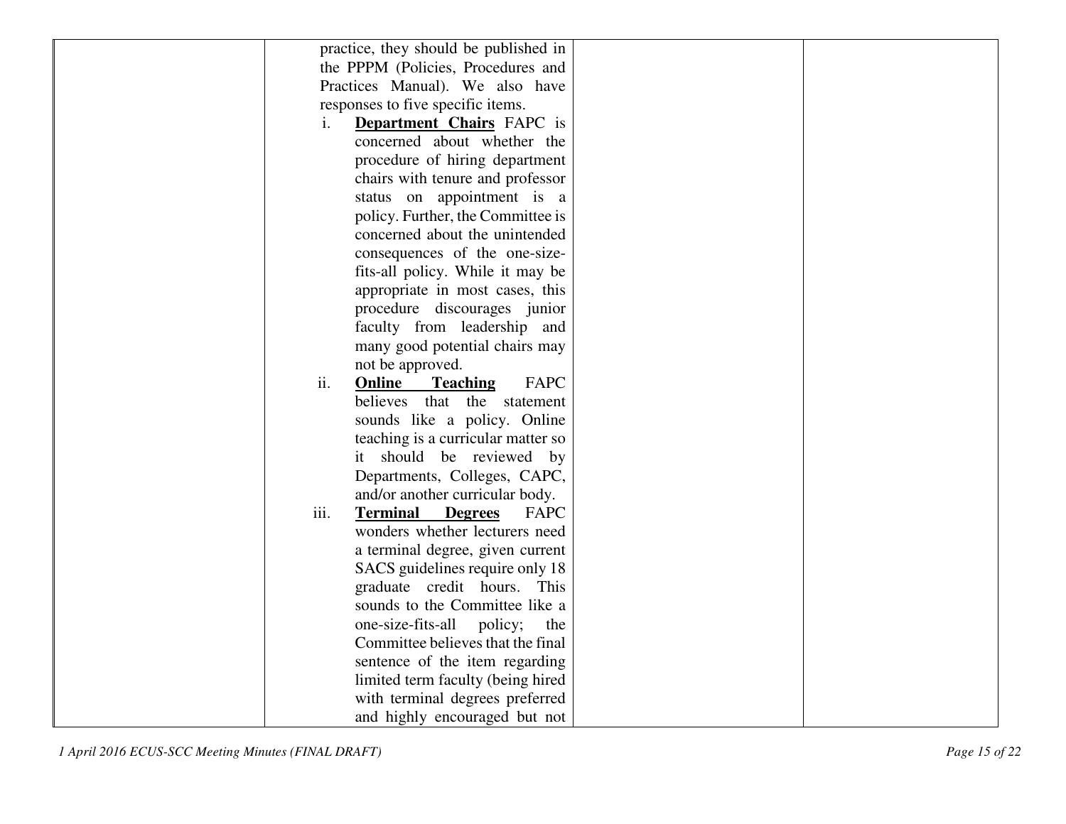| | | | |
|---|---|---|---|
| | practice, they should be published in the PPPM (Policies, Procedures and Practices Manual). We also have responses to five specific items.<br>i. **<u>Department Chairs</u>** FAPC is concerned about whether the procedure of hiring department chairs with tenure and professor status on appointment is a policy. Further, the Committee is concerned about the unintended consequences of the one-size-fits-all policy. While it may be appropriate in most cases, this procedure discourages junior faculty from leadership and many good potential chairs may not be approved.<br>ii. **<u>Online Teaching</u>** FAPC believes that the statement sounds like a policy. Online teaching is a curricular matter so it should be reviewed by Departments, Colleges, CAPC, and/or another curricular body.<br>iii. **<u>Terminal Degrees</u>** FAPC wonders whether lecturers need a terminal degree, given current SACS guidelines require only 18 graduate credit hours. This sounds to the Committee like a one-size-fits-all policy; the Committee believes that the final sentence of the item regarding limited term faculty (being hired with terminal degrees preferred and highly encouraged but not | | |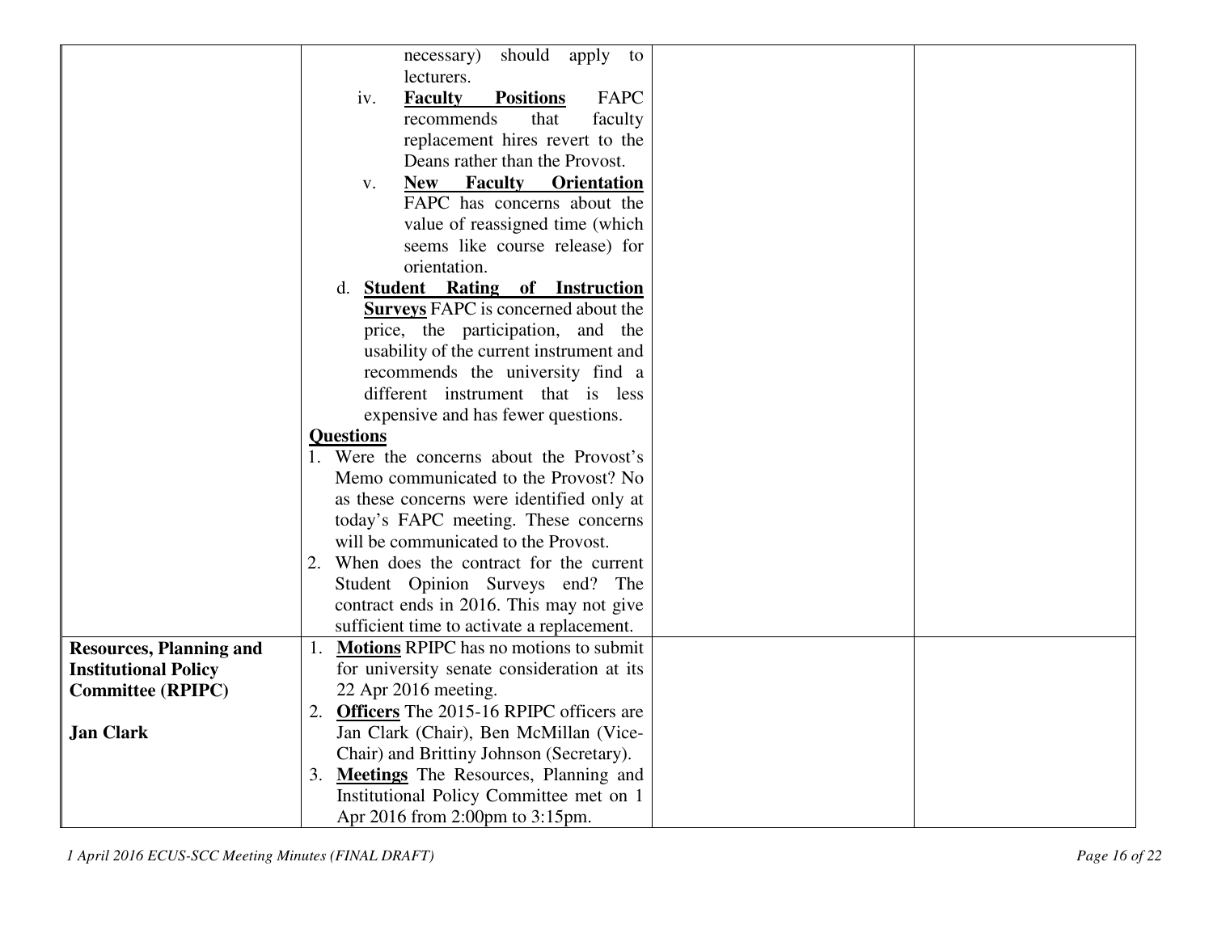| | | | |
|---|---|---|---|
| | necessary) should apply to lecturers.<br>iv. **Faculty Positions** FAPC recommends that faculty replacement hires revert to the Deans rather than the Provost.<br>v. **New Faculty Orientation** FAPC has concerns about the value of reassigned time (which seems like course release) for orientation.<br>d. **Student Rating of Instruction Surveys** FAPC is concerned about the price, the participation, and the usability of the current instrument and recommends the university find a different instrument that is less expensive and has fewer questions.<br>**Questions**<br>1. Were the concerns about the Provost's Memo communicated to the Provost? No as these concerns were identified only at today's FAPC meeting. These concerns will be communicated to the Provost.<br>2. When does the contract for the current Student Opinion Surveys end? The contract ends in 2016. This may not give sufficient time to activate a replacement. | | |
| **Resources, Planning and Institutional Policy Committee (RPIPC)**<br><br>**Jan Clark** | 1. **Motions** RPIPC has no motions to submit for university senate consideration at its 22 Apr 2016 meeting.<br>2. **Officers** The 2015-16 RPIPC officers are Jan Clark (Chair), Ben McMillan (Vice-Chair) and Brittiny Johnson (Secretary).<br>3. **Meetings** The Resources, Planning and Institutional Policy Committee met on 1 Apr 2016 from 2:00pm to 3:15pm. | | |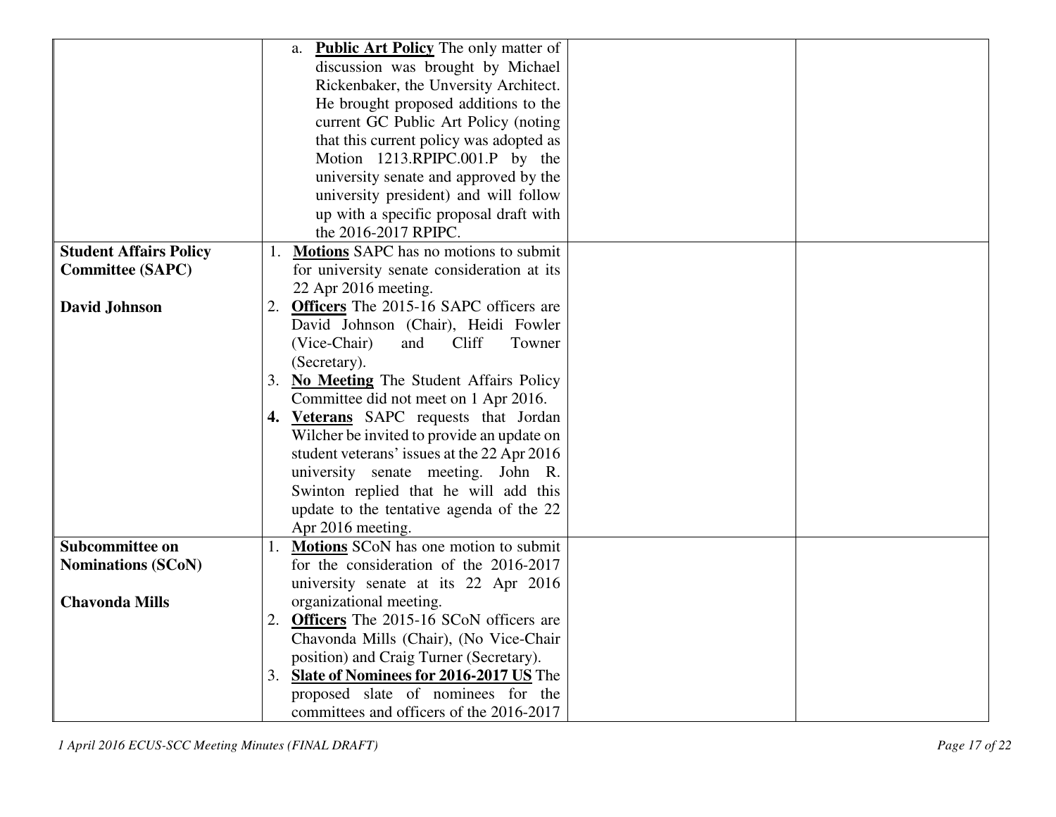| | | | |
|---|---|---|---|
| | a. **Public Art Policy** The only matter of discussion was brought by Michael Rickenbaker, the Unversity Architect. He brought proposed additions to the current GC Public Art Policy (noting that this current policy was adopted as Motion 1213.RPIPC.001.P by the university senate and approved by the university president) and will follow up with a specific proposal draft with the 2016-2017 RPIPC. | | |
| **Student Affairs Policy Committee (SAPC)**<br><br>**David Johnson** | 1. **Motions** SAPC has no motions to submit for university senate consideration at its 22 Apr 2016 meeting.<br>2. **Officers** The 2015-16 SAPC officers are David Johnson (Chair), Heidi Fowler (Vice-Chair) and Cliff Towner (Secretary).<br>3. **No Meeting** The Student Affairs Policy Committee did not meet on 1 Apr 2016.<br>4. **Veterans** SAPC requests that Jordan Wilcher be invited to provide an update on student veterans' issues at the 22 Apr 2016 university senate meeting. John R. Swinton replied that he will add this update to the tentative agenda of the 22 Apr 2016 meeting. | | |
| **Subcommittee on Nominations (SCoN)**<br><br>**Chavonda Mills** | 1. **Motions** SCoN has one motion to submit for the consideration of the 2016-2017 university senate at its 22 Apr 2016 organizational meeting.<br>2. **Officers** The 2015-16 SCoN officers are Chavonda Mills (Chair), (No Vice-Chair position) and Craig Turner (Secretary).<br>3. **Slate of Nominees for 2016-2017 US** The proposed slate of nominees for the committees and officers of the 2016-2017 | | |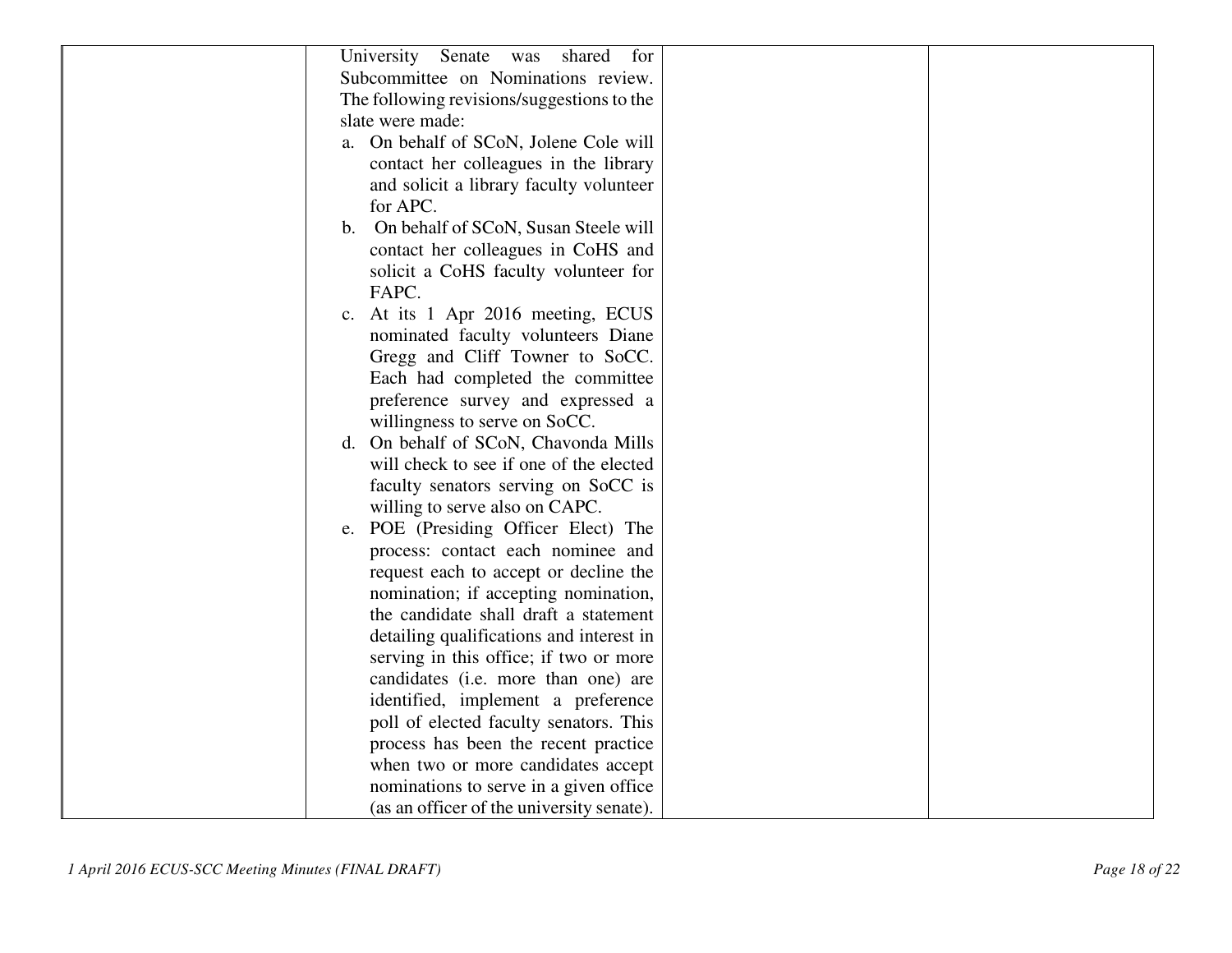| | | | |
|---|---|---|---|
| | University Senate was shared for Subcommittee on Nominations review. The following revisions/suggestions to the slate were made:<br>a. On behalf of SCoN, Jolene Cole will contact her colleagues in the library and solicit a library faculty volunteer for APC.<br>b. On behalf of SCoN, Susan Steele will contact her colleagues in CoHS and solicit a CoHS faculty volunteer for FAPC.<br>c. At its 1 Apr 2016 meeting, ECUS nominated faculty volunteers Diane Gregg and Cliff Towner to SoCC. Each had completed the committee preference survey and expressed a willingness to serve on SoCC.<br>d. On behalf of SCoN, Chavonda Mills will check to see if one of the elected faculty senators serving on SoCC is willing to serve also on CAPC.<br>e. POE (Presiding Officer Elect) The process: contact each nominee and request each to accept or decline the nomination; if accepting nomination, the candidate shall draft a statement detailing qualifications and interest in serving in this office; if two or more candidates (i.e. more than one) are identified, implement a preference poll of elected faculty senators. This process has been the recent practice when two or more candidates accept nominations to serve in a given office (as an officer of the university senate). | | |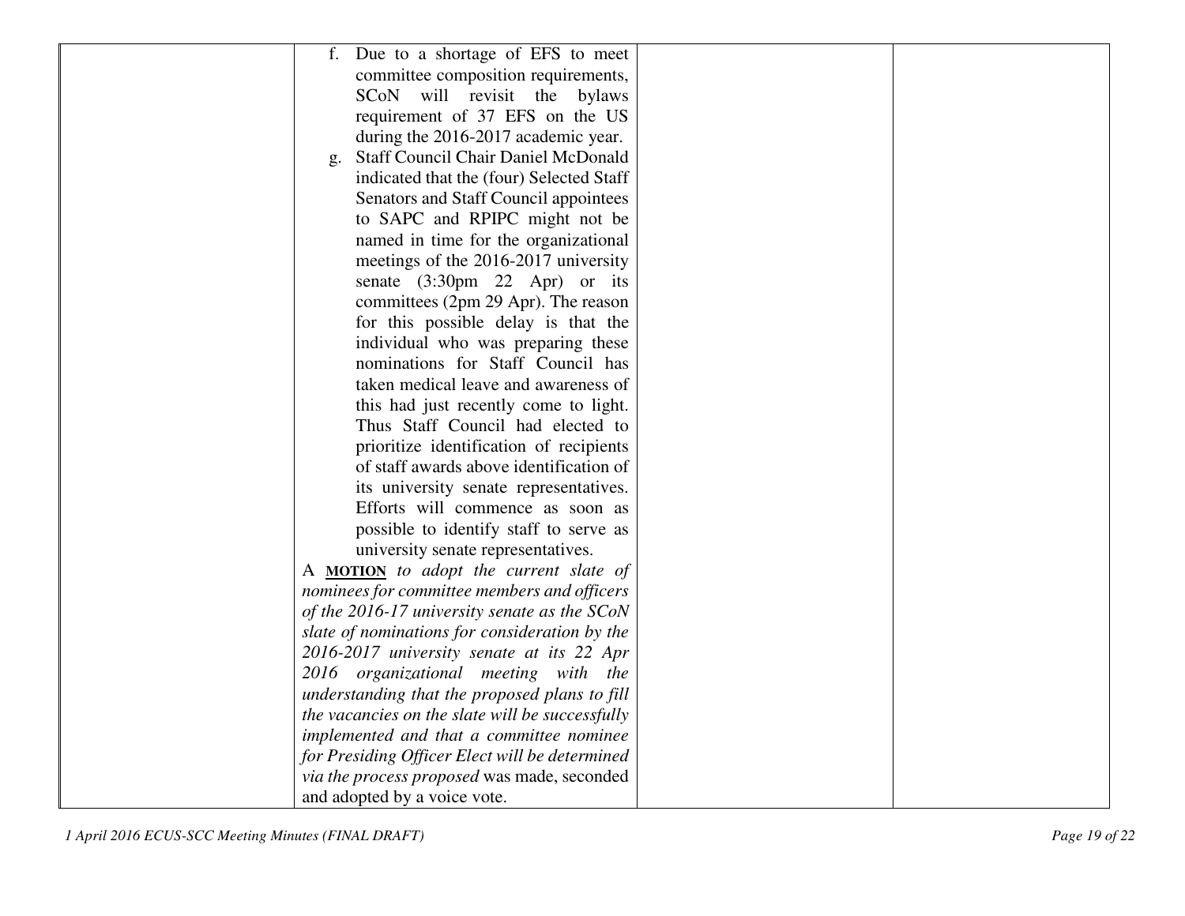| | | | |
|---|---|---|---|
| | f. Due to a shortage of EFS to meet committee composition requirements, SCoN will revisit the bylaws requirement of 37 EFS on the US during the 2016-2017 academic year.<br>g. Staff Council Chair Daniel McDonald indicated that the (four) Selected Staff Senators and Staff Council appointees to SAPC and RPIPC might not be named in time for the organizational meetings of the 2016-2017 university senate (3:30pm 22 Apr) or its committees (2pm 29 Apr). The reason for this possible delay is that the individual who was preparing these nominations for Staff Council has taken medical leave and awareness of this had just recently come to light. Thus Staff Council had elected to prioritize identification of recipients of staff awards above identification of its university senate representatives. Efforts will commence as soon as possible to identify staff to serve as university senate representatives.<br>A **MOTION** *to adopt the current slate of nominees for committee members and officers of the 2016-17 university senate as the SCoN slate of nominations for consideration by the 2016-2017 university senate at its 22 Apr 2016 organizational meeting with the understanding that the proposed plans to fill the vacancies on the slate will be successfully implemented and that a committee nominee for Presiding Officer Elect will be determined via the process proposed* was made, seconded and adopted by a voice vote. | | |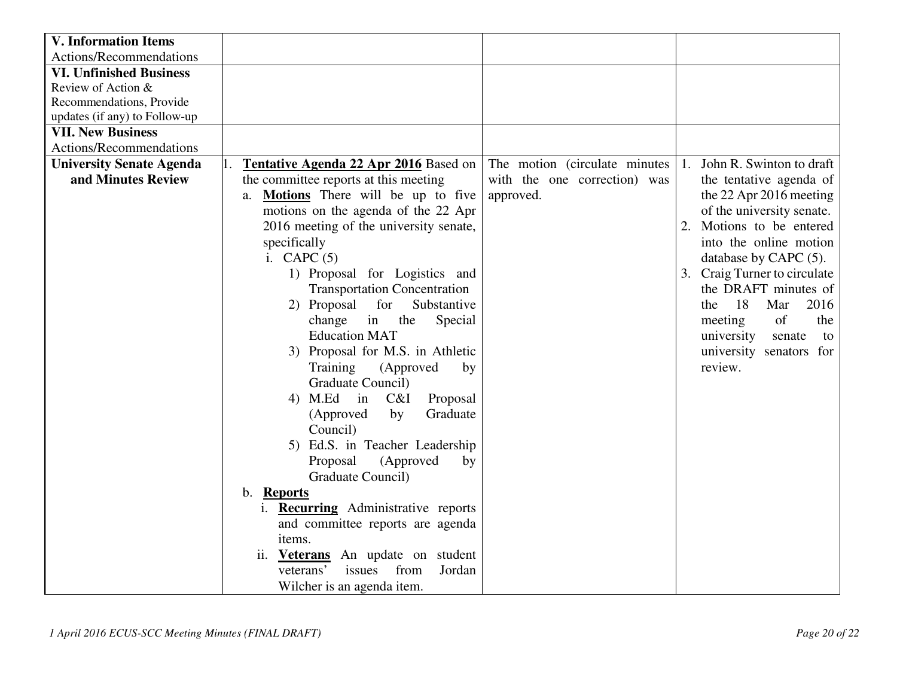| | | | |
|---|---|---|---|
| **V. Information Items** Actions/Recommendations | | | |
| **VI. Unfinished Business** Review of Action & Recommendations, Provide updates (if any) to Follow-up | | | |
| **VII. New Business** Actions/Recommendations | | | |
| **University Senate Agenda and Minutes Review** | 1. **Tentative Agenda 22 Apr 2016** Based on the committee reports at this meeting<br>a. **Motions** There will be up to five motions on the agenda of the 22 Apr 2016 meeting of the university senate, specifically<br>i. CAPC (5)<br>1) Proposal for Logistics and Transportation Concentration<br>2) Proposal for Substantive change in the Special Education MAT<br>3) Proposal for M.S. in Athletic Training (Approved by Graduate Council)<br>4) M.Ed in C&I Proposal (Approved by Graduate Council)<br>5) Ed.S. in Teacher Leadership Proposal (Approved by Graduate Council)<br>b. **Reports**<br>i. **Recurring** Administrative reports and committee reports are agenda items.<br>ii. **Veterans** An update on student veterans' issues from Jordan Wilcher is an agenda item. | The motion (circulate minutes with the one correction) was approved. | 1. John R. Swinton to draft the tentative agenda of the 22 Apr 2016 meeting of the university senate.<br>2. Motions to be entered into the online motion database by CAPC (5).<br>3. Craig Turner to circulate the DRAFT minutes of the 18 Mar 2016 meeting of the university senate to university senators for review. |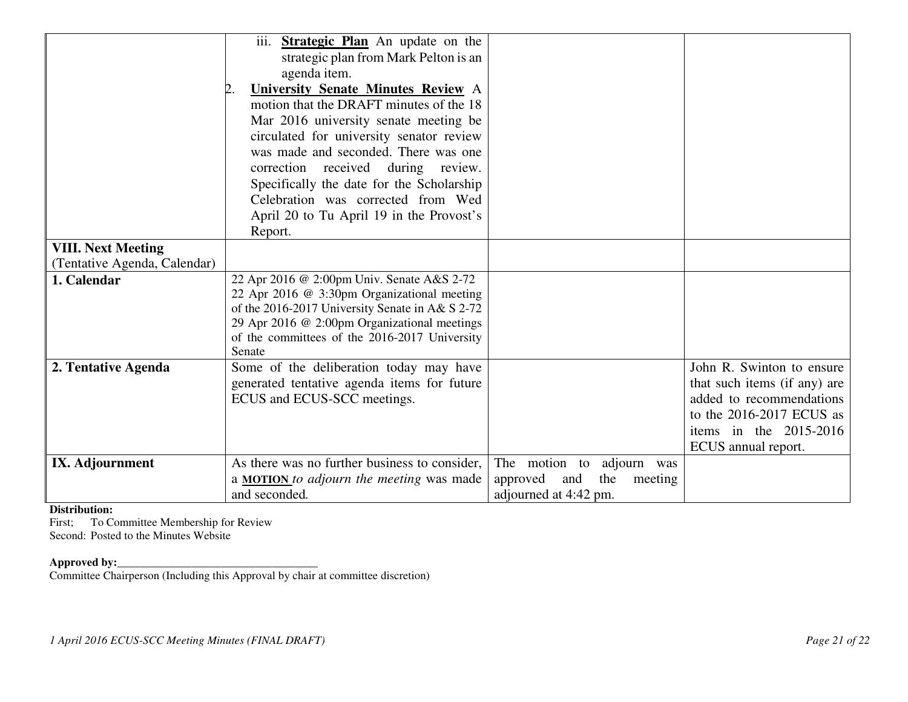| | | | |
|---|---|---|---|
| | iii. **Strategic Plan** An update on the strategic plan from Mark Pelton is an agenda item.<br>2. **University Senate Minutes Review** A motion that the DRAFT minutes of the 18 Mar 2016 university senate meeting be circulated for university senator review was made and seconded. There was one correction received during review. Specifically the date for the Scholarship Celebration was corrected from Wed April 20 to Tu April 19 in the Provost's Report. | | |
| **VIII. Next Meeting** (Tentative Agenda, Calendar) | | | |
| **1. Calendar** | 22 Apr 2016 @ 2:00pm Univ. Senate A&S 2-72<br>22 Apr 2016 @ 3:30pm Organizational meeting of the 2016-2017 University Senate in A& S 2-72<br>29 Apr 2016 @ 2:00pm Organizational meetings of the committees of the 2016-2017 University Senate | | |
| **2. Tentative Agenda** | Some of the deliberation today may have generated tentative agenda items for future ECUS and ECUS-SCC meetings. | | John R. Swinton to ensure that such items (if any) are added to recommendations to the 2016-2017 ECUS as items in the 2015-2016 ECUS annual report. |
| **IX. Adjournment** | As there was no further business to consider, a **MOTION** *to adjourn the meeting* was made and seconded. | The motion to adjourn was approved and the meeting adjourned at 4:42 pm. | |

**Distribution:**
First; To Committee Membership for Review
Second: Posted to the Minutes Website

**Approved by:**\_\_\_\_\_\_\_\_\_\_\_\_\_\_\_\_\_\_\_\_\_\_\_\_\_\_\_\_\_\_\_\_\_\_\_\_
Committee Chairperson (Including this Approval by chair at committee discretion)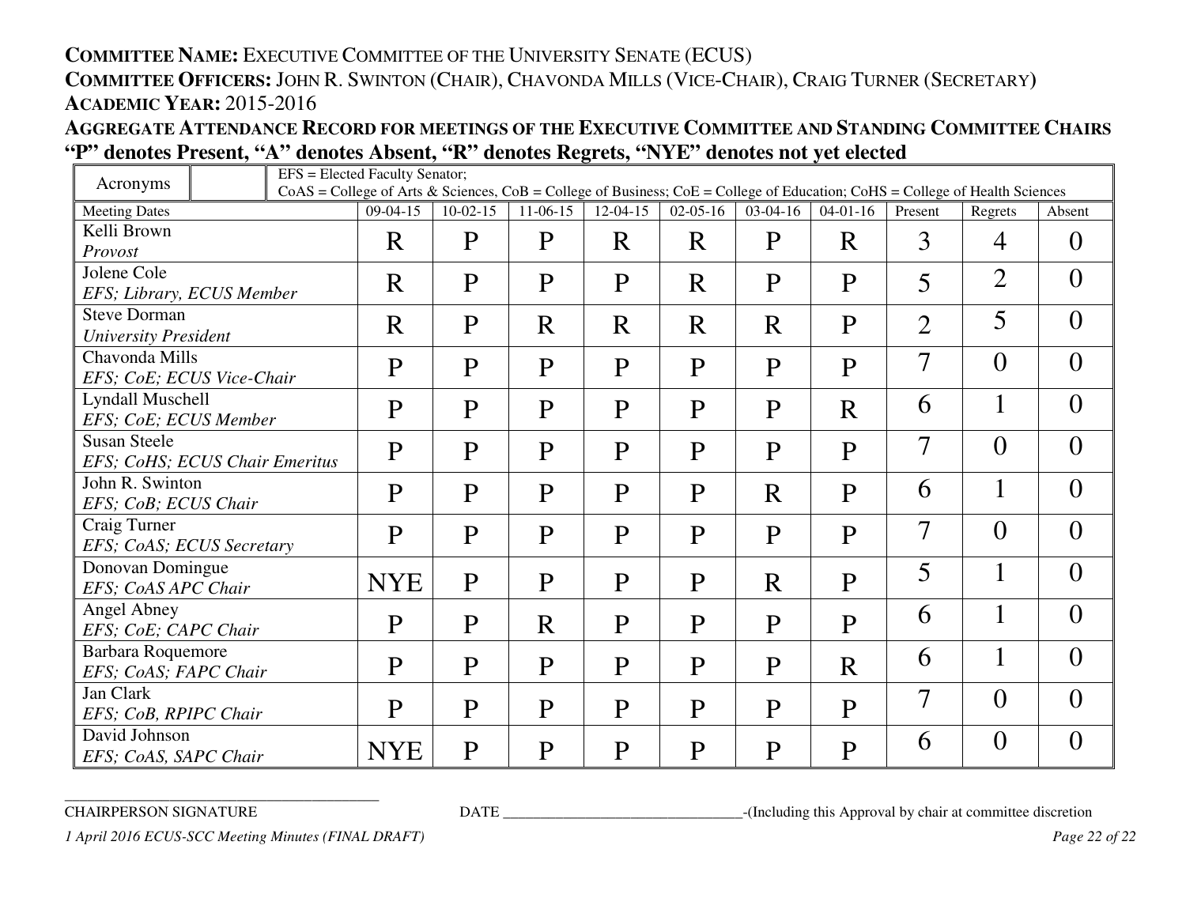**COMMITTEE NAME:** EXECUTIVE COMMITTEE OF THE UNIVERSITY SENATE (ECUS)
**COMMITTEE OFFICERS:** JOHN R. SWINTON (CHAIR), CHAVONDA MILLS (VICE-CHAIR), CRAIG TURNER (SECRETARY)
**ACADEMIC YEAR:** 2015-2016
**AGGREGATE ATTENDANCE RECORD FOR MEETINGS OF THE EXECUTIVE COMMITTEE AND STANDING COMMITTEE CHAIRS**
**"P" denotes Present, "A" denotes Absent, "R" denotes Regrets, "NYE" denotes not yet elected**

| Acronyms | EFS = Elected Faculty Senator; CoAS = College of Arts & Sciences, CoB = College of Business; CoE = College of Education; CoHS = College of Health Sciences | | | | | | | | | |
|---|---|---|---|---|---|---|---|---|---|---|
| Meeting Dates | 09-04-15 | 10-02-15 | 11-06-15 | 12-04-15 | 02-05-16 | 03-04-16 | 04-01-16 | Present | Regrets | Absent |
| Kelli Brown *Provost* | R | P | P | R | R | P | R | 3 | 4 | 0 |
| Jolene Cole *EFS; Library, ECUS Member* | R | P | P | P | R | P | P | 5 | 2 | 0 |
| Steve Dorman *University President* | R | P | R | R | R | R | P | 2 | 5 | 0 |
| Chavonda Mills *EFS; CoE; ECUS Vice-Chair* | P | P | P | P | P | P | P | 7 | 0 | 0 |
| Lyndall Muschell *EFS; CoE; ECUS Member* | P | P | P | P | P | P | R | 6 | 1 | 0 |
| Susan Steele *EFS; CoHS; ECUS Chair Emeritus* | P | P | P | P | P | P | P | 7 | 0 | 0 |
| John R. Swinton *EFS; CoB; ECUS Chair* | P | P | P | P | P | R | P | 6 | 1 | 0 |
| Craig Turner *EFS; CoAS; ECUS Secretary* | P | P | P | P | P | P | P | 7 | 0 | 0 |
| Donovan Domingue *EFS; CoAS APC Chair* | NYE | P | P | P | P | R | P | 5 | 1 | 0 |
| Angel Abney *EFS; CoE; CAPC Chair* | P | P | R | P | P | P | P | 6 | 1 | 0 |
| Barbara Roquemore *EFS; CoAS; FAPC Chair* | P | P | P | P | P | P | R | 6 | 1 | 0 |
| Jan Clark *EFS; CoB, RPIPC Chair* | P | P | P | P | P | P | P | 7 | 0 | 0 |
| David Johnson *EFS; CoAS, SAPC Chair* | NYE | P | P | P | P | P | P | 6 | 0 | 0 |

\_\_\_\_\_\_\_\_\_\_\_\_\_\_\_\_\_\_\_\_\_\_\_\_\_\_\_\_\_\_\_\_\_\_\_\_\_\_\_\_
CHAIRPERSON SIGNATURE DATE \_\_\_\_\_\_\_\_\_\_\_\_\_\_\_\_\_\_\_\_\_\_\_\_\_\_\_\_\_\_\_\_-(Including this Approval by chair at committee discretion